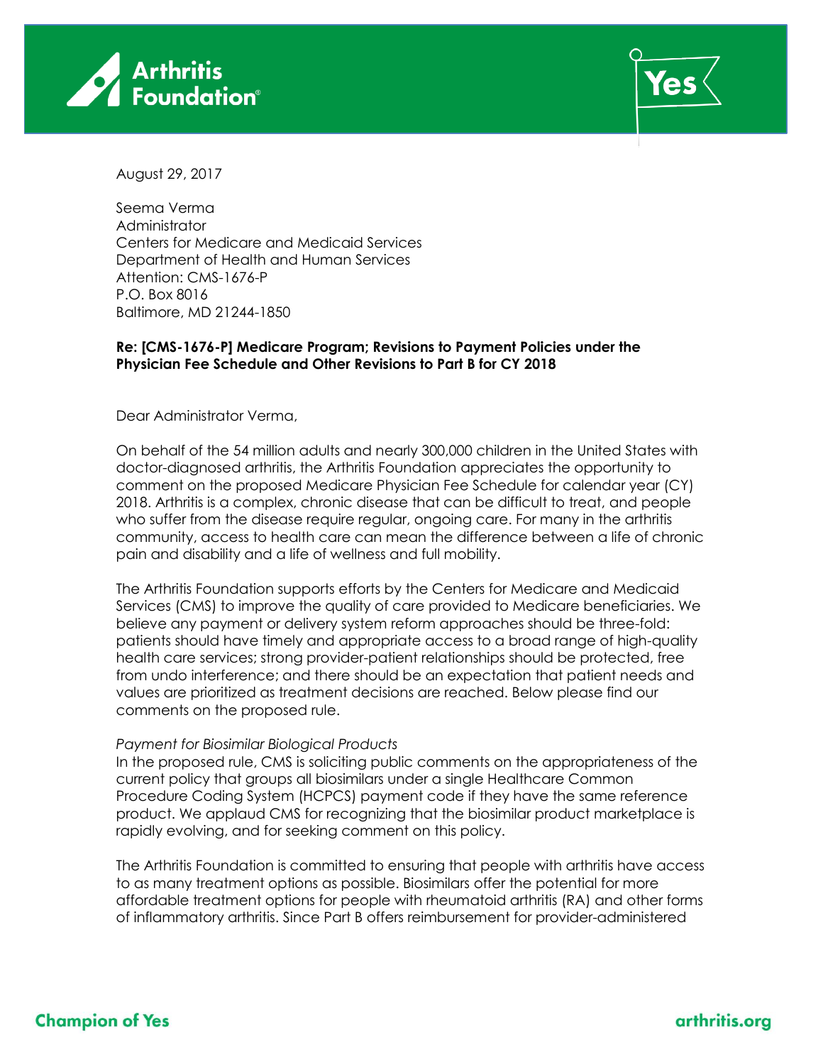August 29, 2017

Seema Verma
Administrator
Centers for Medicare and Medicaid Services
Department of Health and Human Services
Attention: CMS-1676-P
P.O. Box 8016
Baltimore, MD 21244-1850

**Re: [CMS-1676-P] Medicare Program; Revisions to Payment Policies under the Physician Fee Schedule and Other Revisions to Part B for CY 2018**

Dear Administrator Verma,

On behalf of the 54 million adults and nearly 300,000 children in the United States with doctor-diagnosed arthritis, the Arthritis Foundation appreciates the opportunity to comment on the proposed Medicare Physician Fee Schedule for calendar year (CY) 2018. Arthritis is a complex, chronic disease that can be difficult to treat, and people who suffer from the disease require regular, ongoing care. For many in the arthritis community, access to health care can mean the difference between a life of chronic pain and disability and a life of wellness and full mobility.

The Arthritis Foundation supports efforts by the Centers for Medicare and Medicaid Services (CMS) to improve the quality of care provided to Medicare beneficiaries. We believe any payment or delivery system reform approaches should be three-fold: patients should have timely and appropriate access to a broad range of high-quality health care services; strong provider-patient relationships should be protected, free from undo interference; and there should be an expectation that patient needs and values are prioritized as treatment decisions are reached. Below please find our comments on the proposed rule.

*Payment for Biosimilar Biological Products*
In the proposed rule, CMS is soliciting public comments on the appropriateness of the current policy that groups all biosimilars under a single Healthcare Common Procedure Coding System (HCPCS) payment code if they have the same reference product. We applaud CMS for recognizing that the biosimilar product marketplace is rapidly evolving, and for seeking comment on this policy.

The Arthritis Foundation is committed to ensuring that people with arthritis have access to as many treatment options as possible. Biosimilars offer the potential for more affordable treatment options for people with rheumatoid arthritis (RA) and other forms of inflammatory arthritis. Since Part B offers reimbursement for provider-administered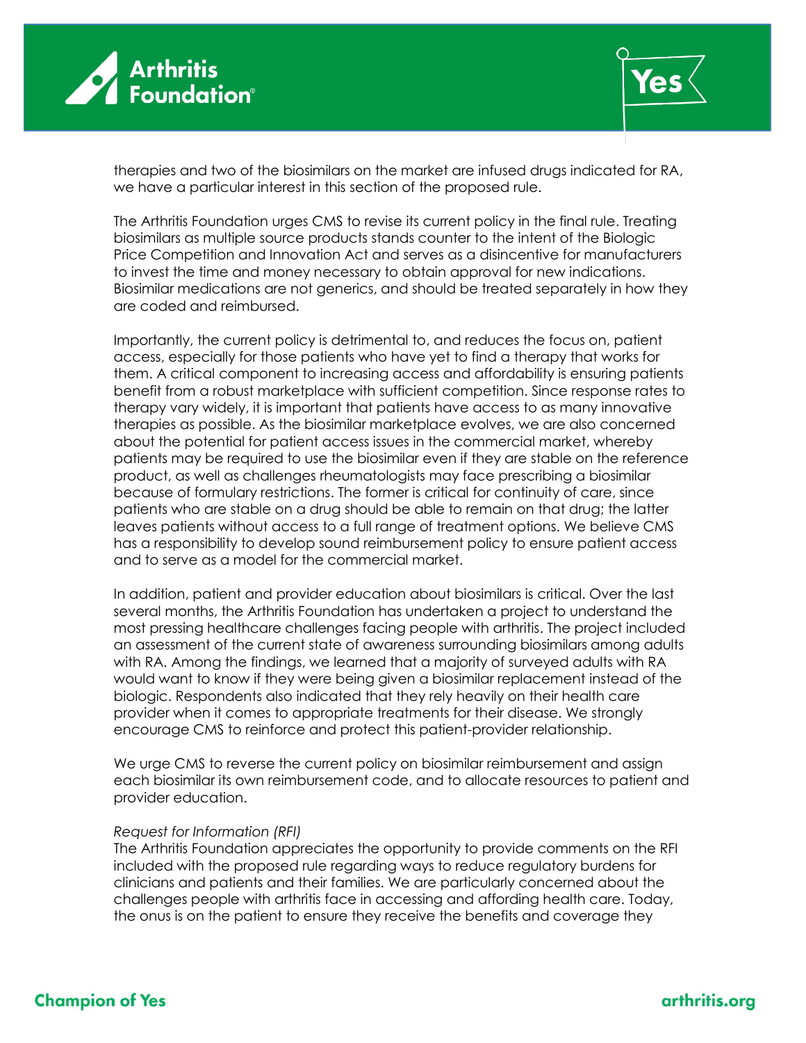therapies and two of the biosimilars on the market are infused drugs indicated for RA, we have a particular interest in this section of the proposed rule.

The Arthritis Foundation urges CMS to revise its current policy in the final rule. Treating biosimilars as multiple source products stands counter to the intent of the Biologic Price Competition and Innovation Act and serves as a disincentive for manufacturers to invest the time and money necessary to obtain approval for new indications. Biosimilar medications are not generics, and should be treated separately in how they are coded and reimbursed.

Importantly, the current policy is detrimental to, and reduces the focus on, patient access, especially for those patients who have yet to find a therapy that works for them. A critical component to increasing access and affordability is ensuring patients benefit from a robust marketplace with sufficient competition. Since response rates to therapy vary widely, it is important that patients have access to as many innovative therapies as possible. As the biosimilar marketplace evolves, we are also concerned about the potential for patient access issues in the commercial market, whereby patients may be required to use the biosimilar even if they are stable on the reference product, as well as challenges rheumatologists may face prescribing a biosimilar because of formulary restrictions. The former is critical for continuity of care, since patients who are stable on a drug should be able to remain on that drug; the latter leaves patients without access to a full range of treatment options. We believe CMS has a responsibility to develop sound reimbursement policy to ensure patient access and to serve as a model for the commercial market.

In addition, patient and provider education about biosimilars is critical. Over the last several months, the Arthritis Foundation has undertaken a project to understand the most pressing healthcare challenges facing people with arthritis. The project included an assessment of the current state of awareness surrounding biosimilars among adults with RA. Among the findings, we learned that a majority of surveyed adults with RA would want to know if they were being given a biosimilar replacement instead of the biologic. Respondents also indicated that they rely heavily on their health care provider when it comes to appropriate treatments for their disease. We strongly encourage CMS to reinforce and protect this patient-provider relationship.

We urge CMS to reverse the current policy on biosimilar reimbursement and assign each biosimilar its own reimbursement code, and to allocate resources to patient and provider education.

*Request for Information (RFI)*

The Arthritis Foundation appreciates the opportunity to provide comments on the RFI included with the proposed rule regarding ways to reduce regulatory burdens for clinicians and patients and their families. We are particularly concerned about the challenges people with arthritis face in accessing and affording health care. Today, the onus is on the patient to ensure they receive the benefits and coverage they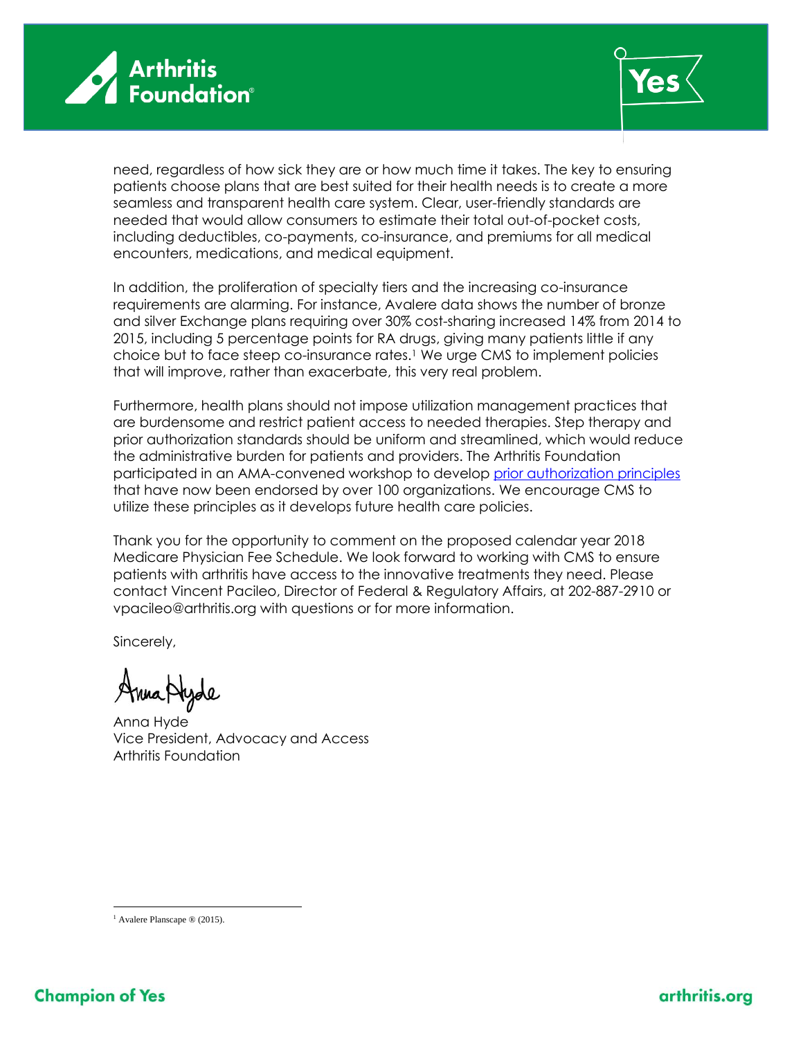need, regardless of how sick they are or how much time it takes. The key to ensuring patients choose plans that are best suited for their health needs is to create a more seamless and transparent health care system. Clear, user-friendly standards are needed that would allow consumers to estimate their total out-of-pocket costs, including deductibles, co-payments, co-insurance, and premiums for all medical encounters, medications, and medical equipment.

In addition, the proliferation of specialty tiers and the increasing co-insurance requirements are alarming. For instance, Avalere data shows the number of bronze and silver Exchange plans requiring over 30% cost-sharing increased 14% from 2014 to 2015, including 5 percentage points for RA drugs, giving many patients little if any choice but to face steep co-insurance rates.[1] We urge CMS to implement policies that will improve, rather than exacerbate, this very real problem.

Furthermore, health plans should not impose utilization management practices that are burdensome and restrict patient access to needed therapies. Step therapy and prior authorization standards should be uniform and streamlined, which would reduce the administrative burden for patients and providers. The Arthritis Foundation participated in an AMA-convened workshop to develop prior authorization principles that have now been endorsed by over 100 organizations. We encourage CMS to utilize these principles as it develops future health care policies.

Thank you for the opportunity to comment on the proposed calendar year 2018 Medicare Physician Fee Schedule. We look forward to working with CMS to ensure patients with arthritis have access to the innovative treatments they need. Please contact Vincent Pacileo, Director of Federal & Regulatory Affairs, at 202-887-2910 or vpacileo@arthritis.org with questions or for more information.

Sincerely,

Anna Hyde
Vice President, Advocacy and Access
Arthritis Foundation

---

[1] Avalere Planscape ® (2015).